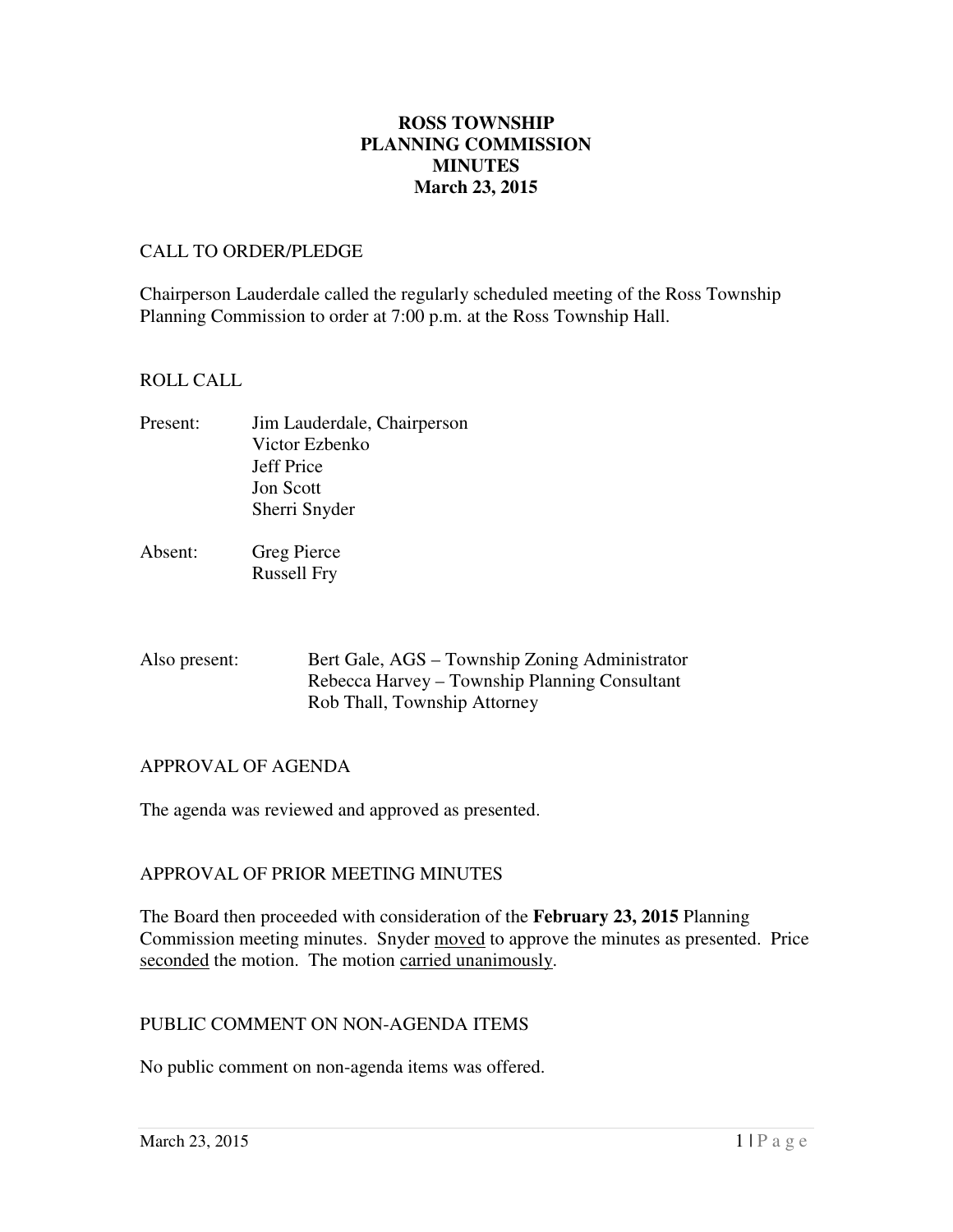# ROSS TOWNSHIP
# PLANNING COMMISSION
# MINUTES
# March 23, 2015

## CALL TO ORDER/PLEDGE

Chairperson Lauderdale called the regularly scheduled meeting of the Ross Township Planning Commission to order at 7:00 p.m. at the Ross Township Hall.

## ROLL CALL

Present: Jim Lauderdale, Chairperson
Victor Ezbenko
Jeff Price
Jon Scott
Sherri Snyder

Absent: Greg Pierce
Russell Fry

Also present: Bert Gale, AGS – Township Zoning Administrator
Rebecca Harvey – Township Planning Consultant
Rob Thall, Township Attorney

## APPROVAL OF AGENDA

The agenda was reviewed and approved as presented.

## APPROVAL OF PRIOR MEETING MINUTES

The Board then proceeded with consideration of the **February 23, 2015** Planning Commission meeting minutes. Snyder <u>moved</u> to approve the minutes as presented. Price <u>seconded</u> the motion. The motion <u>carried unanimously</u>.

## PUBLIC COMMENT ON NON-AGENDA ITEMS

No public comment on non-agenda items was offered.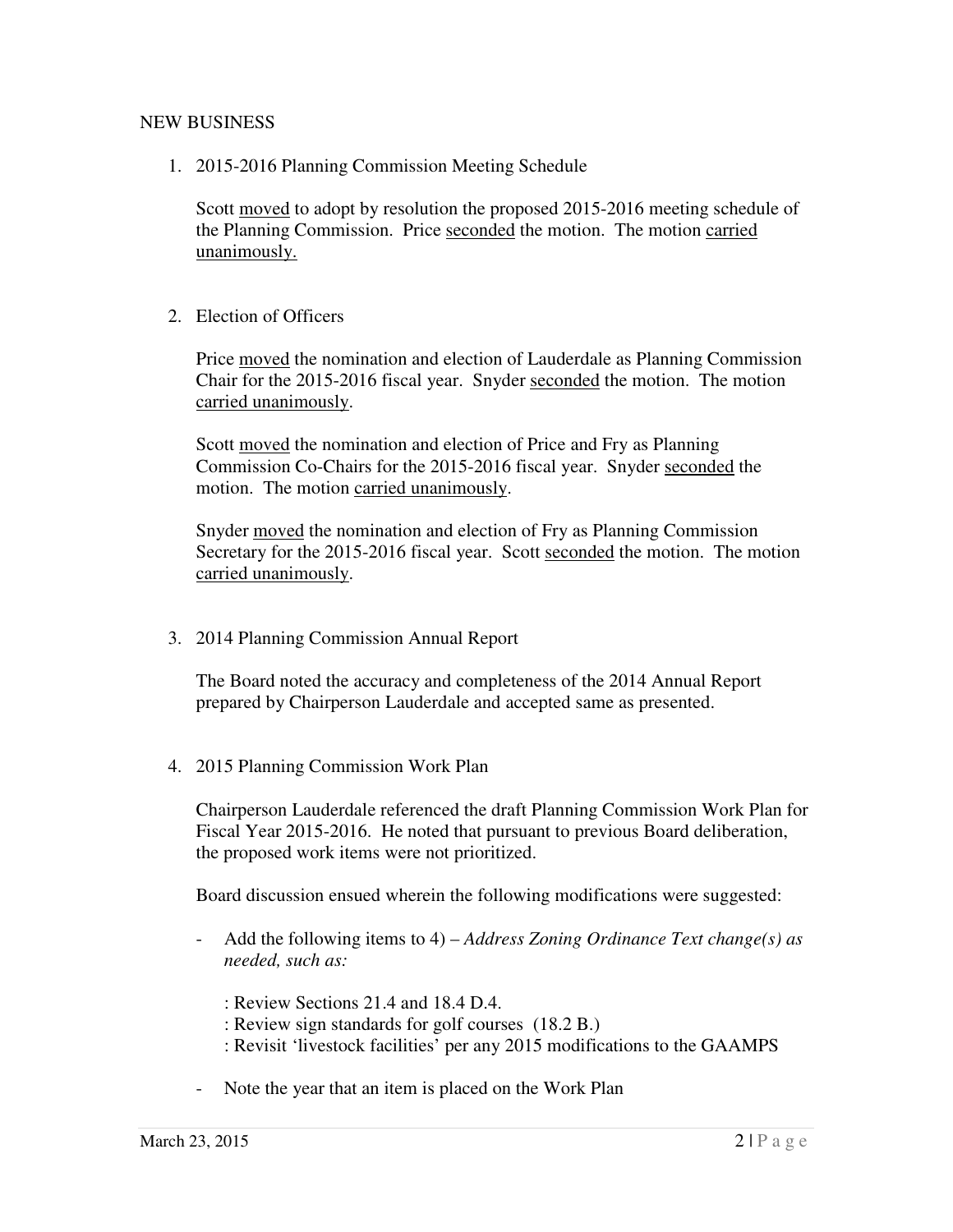NEW BUSINESS

1. 2015-2016 Planning Commission Meeting Schedule

   Scott <u>moved</u> to adopt by resolution the proposed 2015-2016 meeting schedule of the Planning Commission. Price <u>seconded</u> the motion. The motion <u>carried unanimously.</u>

2. Election of Officers

   Price <u>moved</u> the nomination and election of Lauderdale as Planning Commission Chair for the 2015-2016 fiscal year. Snyder <u>seconded</u> the motion. The motion <u>carried unanimously</u>.

   Scott <u>moved</u> the nomination and election of Price and Fry as Planning Commission Co-Chairs for the 2015-2016 fiscal year. Snyder <u>seconded</u> the motion. The motion <u>carried unanimously</u>.

   Snyder <u>moved</u> the nomination and election of Fry as Planning Commission Secretary for the 2015-2016 fiscal year. Scott <u>seconded</u> the motion. The motion <u>carried unanimously</u>.

3. 2014 Planning Commission Annual Report

   The Board noted the accuracy and completeness of the 2014 Annual Report prepared by Chairperson Lauderdale and accepted same as presented.

4. 2015 Planning Commission Work Plan

   Chairperson Lauderdale referenced the draft Planning Commission Work Plan for Fiscal Year 2015-2016. He noted that pursuant to previous Board deliberation, the proposed work items were not prioritized.

   Board discussion ensued wherein the following modifications were suggested:

   - Add the following items to 4) – *Address Zoning Ordinance Text change(s) as needed, such as:*

     : Review Sections 21.4 and 18.4 D.4.
     : Review sign standards for golf courses (18.2 B.)
     : Revisit 'livestock facilities' per any 2015 modifications to the GAAMPS

   - Note the year that an item is placed on the Work Plan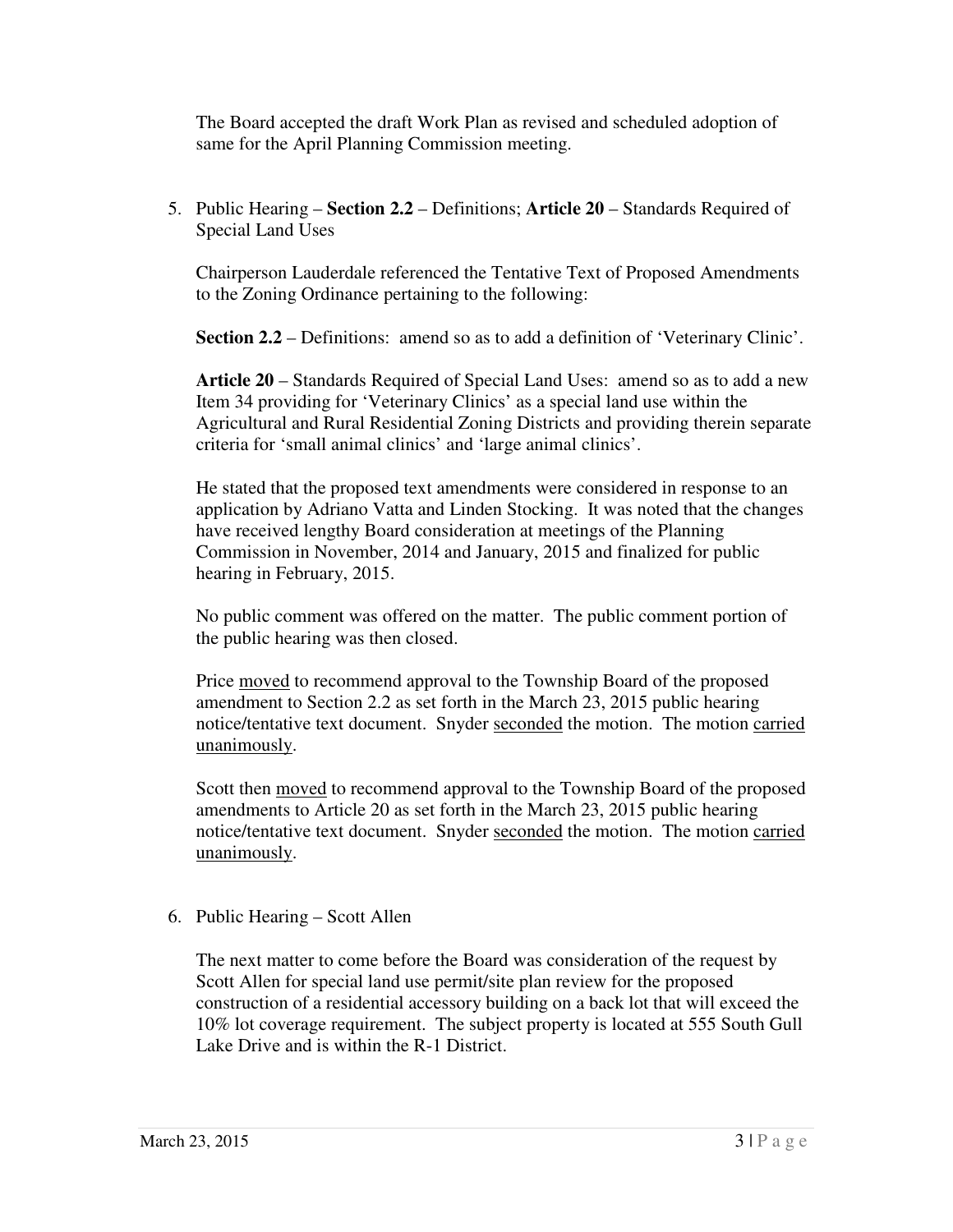The Board accepted the draft Work Plan as revised and scheduled adoption of same for the April Planning Commission meeting.

5. Public Hearing – **Section 2.2** – Definitions; **Article 20** – Standards Required of Special Land Uses

   Chairperson Lauderdale referenced the Tentative Text of Proposed Amendments to the Zoning Ordinance pertaining to the following:

   **Section 2.2** – Definitions: amend so as to add a definition of 'Veterinary Clinic'.

   **Article 20** – Standards Required of Special Land Uses: amend so as to add a new Item 34 providing for 'Veterinary Clinics' as a special land use within the Agricultural and Rural Residential Zoning Districts and providing therein separate criteria for 'small animal clinics' and 'large animal clinics'.

   He stated that the proposed text amendments were considered in response to an application by Adriano Vatta and Linden Stocking. It was noted that the changes have received lengthy Board consideration at meetings of the Planning Commission in November, 2014 and January, 2015 and finalized for public hearing in February, 2015.

   No public comment was offered on the matter. The public comment portion of the public hearing was then closed.

   Price <u>moved</u> to recommend approval to the Township Board of the proposed amendment to Section 2.2 as set forth in the March 23, 2015 public hearing notice/tentative text document. Snyder <u>seconded</u> the motion. The motion <u>carried unanimously</u>.

   Scott then <u>moved</u> to recommend approval to the Township Board of the proposed amendments to Article 20 as set forth in the March 23, 2015 public hearing notice/tentative text document. Snyder <u>seconded</u> the motion. The motion <u>carried unanimously</u>.

6. Public Hearing – Scott Allen

   The next matter to come before the Board was consideration of the request by Scott Allen for special land use permit/site plan review for the proposed construction of a residential accessory building on a back lot that will exceed the 10% lot coverage requirement. The subject property is located at 555 South Gull Lake Drive and is within the R-1 District.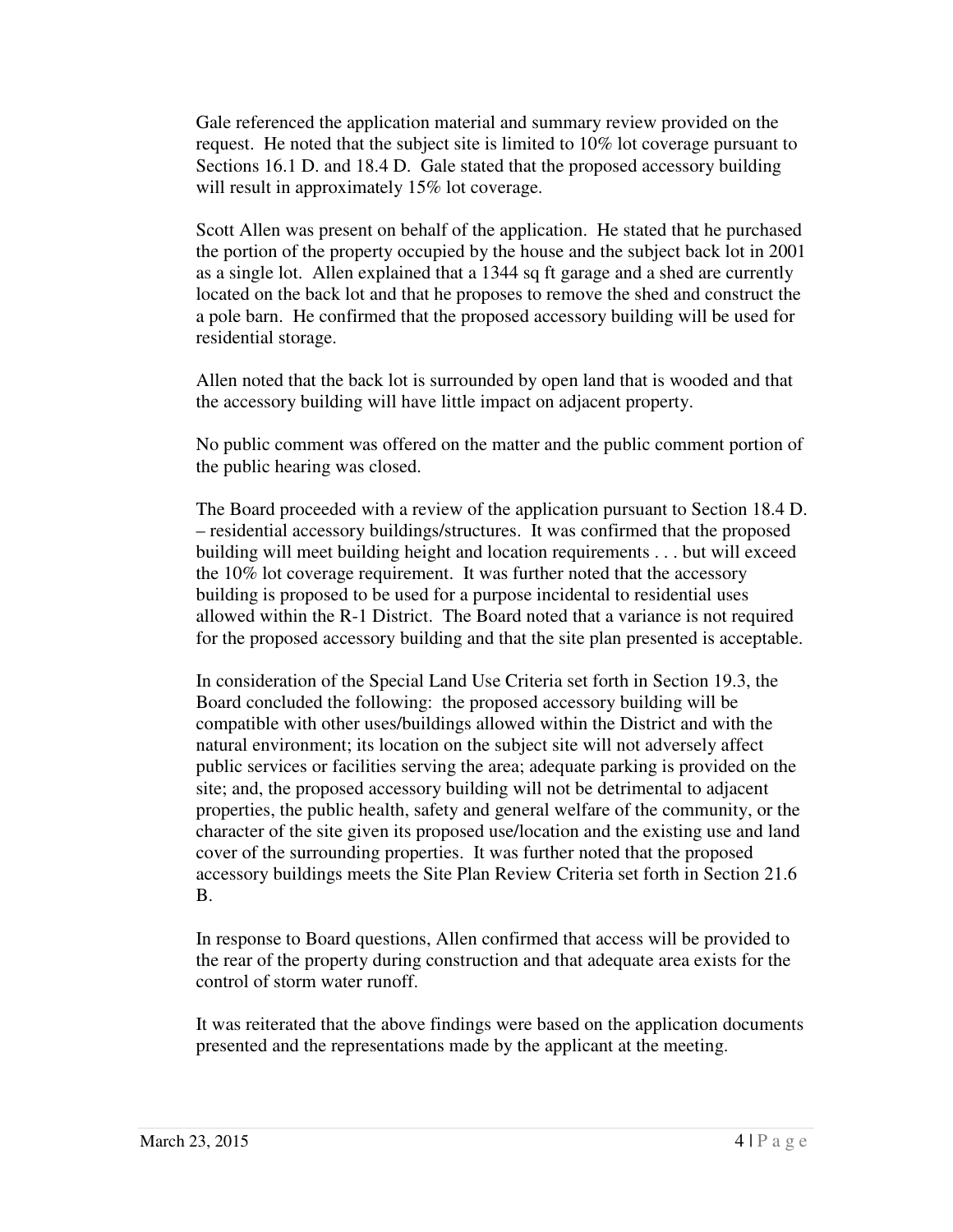Gale referenced the application material and summary review provided on the request. He noted that the subject site is limited to 10% lot coverage pursuant to Sections 16.1 D. and 18.4 D. Gale stated that the proposed accessory building will result in approximately 15% lot coverage.

Scott Allen was present on behalf of the application. He stated that he purchased the portion of the property occupied by the house and the subject back lot in 2001 as a single lot. Allen explained that a 1344 sq ft garage and a shed are currently located on the back lot and that he proposes to remove the shed and construct the a pole barn. He confirmed that the proposed accessory building will be used for residential storage.

Allen noted that the back lot is surrounded by open land that is wooded and that the accessory building will have little impact on adjacent property.

No public comment was offered on the matter and the public comment portion of the public hearing was closed.

The Board proceeded with a review of the application pursuant to Section 18.4 D. – residential accessory buildings/structures. It was confirmed that the proposed building will meet building height and location requirements . . . but will exceed the 10% lot coverage requirement. It was further noted that the accessory building is proposed to be used for a purpose incidental to residential uses allowed within the R-1 District. The Board noted that a variance is not required for the proposed accessory building and that the site plan presented is acceptable.

In consideration of the Special Land Use Criteria set forth in Section 19.3, the Board concluded the following: the proposed accessory building will be compatible with other uses/buildings allowed within the District and with the natural environment; its location on the subject site will not adversely affect public services or facilities serving the area; adequate parking is provided on the site; and, the proposed accessory building will not be detrimental to adjacent properties, the public health, safety and general welfare of the community, or the character of the site given its proposed use/location and the existing use and land cover of the surrounding properties. It was further noted that the proposed accessory buildings meets the Site Plan Review Criteria set forth in Section 21.6 B.

In response to Board questions, Allen confirmed that access will be provided to the rear of the property during construction and that adequate area exists for the control of storm water runoff.

It was reiterated that the above findings were based on the application documents presented and the representations made by the applicant at the meeting.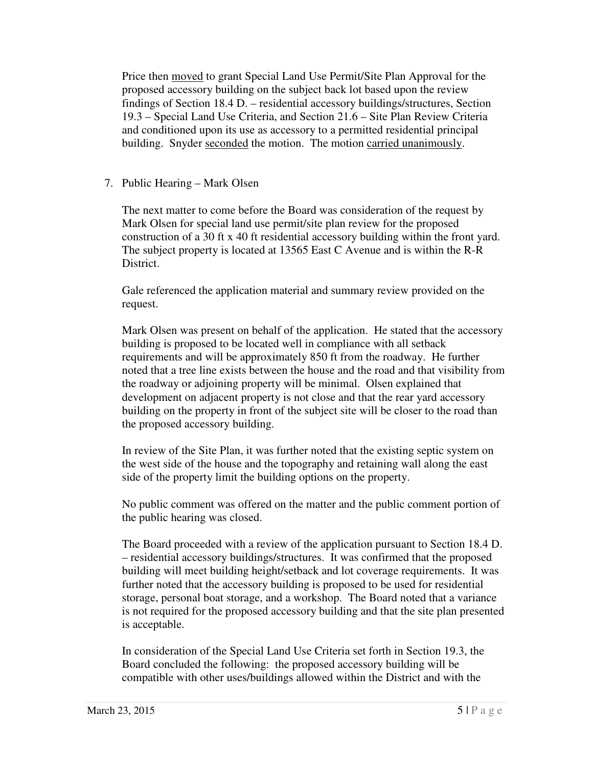Price then moved to grant Special Land Use Permit/Site Plan Approval for the proposed accessory building on the subject back lot based upon the review findings of Section 18.4 D. – residential accessory buildings/structures, Section 19.3 – Special Land Use Criteria, and Section 21.6 – Site Plan Review Criteria and conditioned upon its use as accessory to a permitted residential principal building. Snyder seconded the motion. The motion carried unanimously.

7. Public Hearing – Mark Olsen

   The next matter to come before the Board was consideration of the request by Mark Olsen for special land use permit/site plan review for the proposed construction of a 30 ft x 40 ft residential accessory building within the front yard. The subject property is located at 13565 East C Avenue and is within the R-R District.

   Gale referenced the application material and summary review provided on the request.

   Mark Olsen was present on behalf of the application. He stated that the accessory building is proposed to be located well in compliance with all setback requirements and will be approximately 850 ft from the roadway. He further noted that a tree line exists between the house and the road and that visibility from the roadway or adjoining property will be minimal. Olsen explained that development on adjacent property is not close and that the rear yard accessory building on the property in front of the subject site will be closer to the road than the proposed accessory building.

   In review of the Site Plan, it was further noted that the existing septic system on the west side of the house and the topography and retaining wall along the east side of the property limit the building options on the property.

   No public comment was offered on the matter and the public comment portion of the public hearing was closed.

   The Board proceeded with a review of the application pursuant to Section 18.4 D. – residential accessory buildings/structures. It was confirmed that the proposed building will meet building height/setback and lot coverage requirements. It was further noted that the accessory building is proposed to be used for residential storage, personal boat storage, and a workshop. The Board noted that a variance is not required for the proposed accessory building and that the site plan presented is acceptable.

   In consideration of the Special Land Use Criteria set forth in Section 19.3, the Board concluded the following: the proposed accessory building will be compatible with other uses/buildings allowed within the District and with the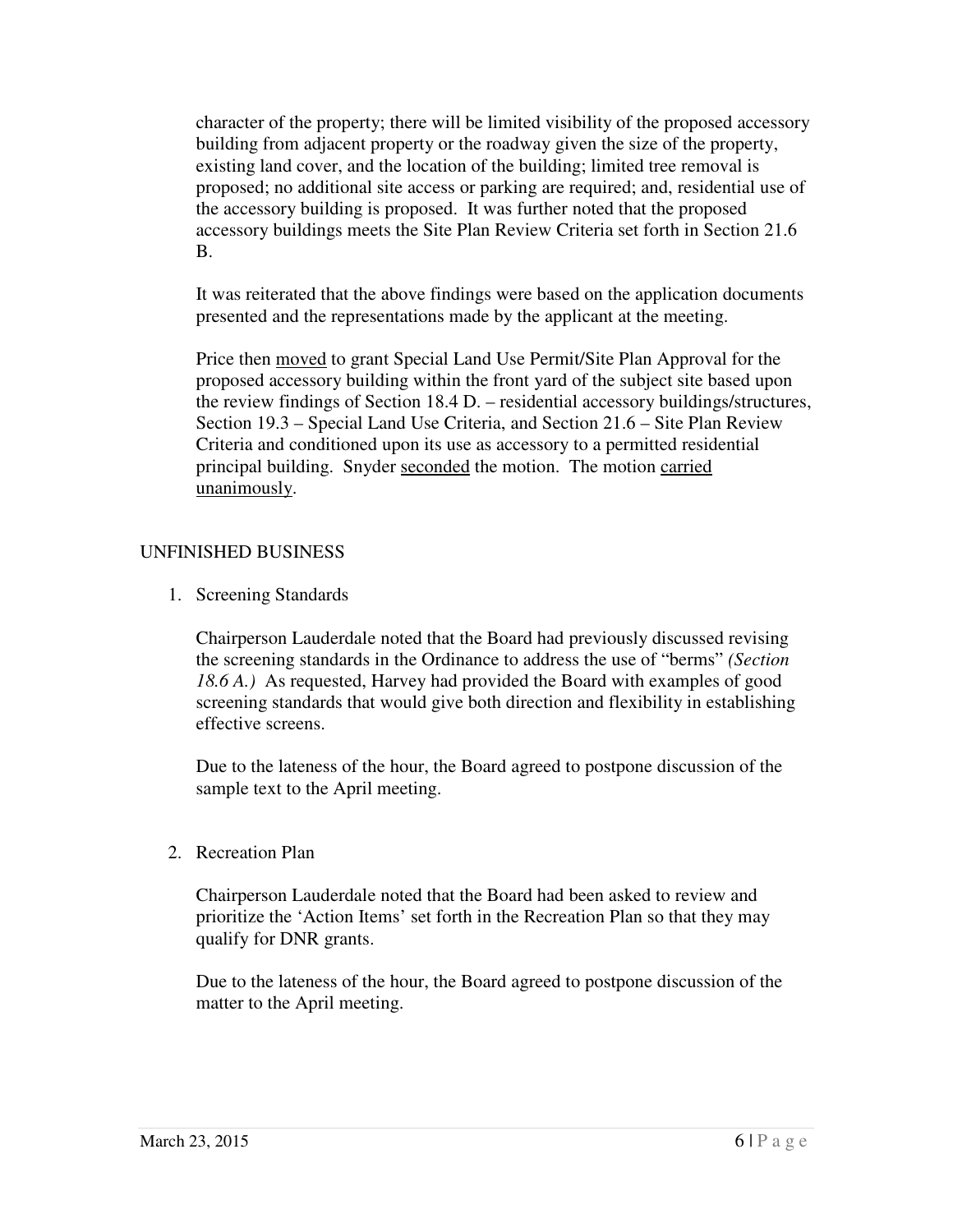character of the property; there will be limited visibility of the proposed accessory building from adjacent property or the roadway given the size of the property, existing land cover, and the location of the building; limited tree removal is proposed; no additional site access or parking are required; and, residential use of the accessory building is proposed. It was further noted that the proposed accessory buildings meets the Site Plan Review Criteria set forth in Section 21.6 B.

It was reiterated that the above findings were based on the application documents presented and the representations made by the applicant at the meeting.

Price then <u>moved</u> to grant Special Land Use Permit/Site Plan Approval for the proposed accessory building within the front yard of the subject site based upon the review findings of Section 18.4 D. – residential accessory buildings/structures, Section 19.3 – Special Land Use Criteria, and Section 21.6 – Site Plan Review Criteria and conditioned upon its use as accessory to a permitted residential principal building. Snyder <u>seconded</u> the motion. The motion <u>carried unanimously</u>.

## UNFINISHED BUSINESS

1. Screening Standards

   Chairperson Lauderdale noted that the Board had previously discussed revising the screening standards in the Ordinance to address the use of "berms" *(Section 18.6 A.)* As requested, Harvey had provided the Board with examples of good screening standards that would give both direction and flexibility in establishing effective screens.

   Due to the lateness of the hour, the Board agreed to postpone discussion of the sample text to the April meeting.

2. Recreation Plan

   Chairperson Lauderdale noted that the Board had been asked to review and prioritize the 'Action Items' set forth in the Recreation Plan so that they may qualify for DNR grants.

   Due to the lateness of the hour, the Board agreed to postpone discussion of the matter to the April meeting.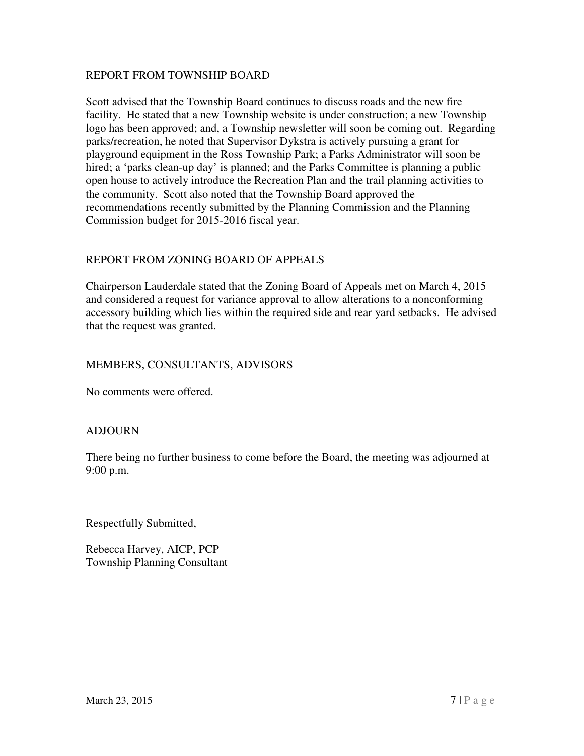## REPORT FROM TOWNSHIP BOARD

Scott advised that the Township Board continues to discuss roads and the new fire facility. He stated that a new Township website is under construction; a new Township logo has been approved; and, a Township newsletter will soon be coming out. Regarding parks/recreation, he noted that Supervisor Dykstra is actively pursuing a grant for playground equipment in the Ross Township Park; a Parks Administrator will soon be hired; a 'parks clean-up day' is planned; and the Parks Committee is planning a public open house to actively introduce the Recreation Plan and the trail planning activities to the community. Scott also noted that the Township Board approved the recommendations recently submitted by the Planning Commission and the Planning Commission budget for 2015-2016 fiscal year.

## REPORT FROM ZONING BOARD OF APPEALS

Chairperson Lauderdale stated that the Zoning Board of Appeals met on March 4, 2015 and considered a request for variance approval to allow alterations to a nonconforming accessory building which lies within the required side and rear yard setbacks. He advised that the request was granted.

## MEMBERS, CONSULTANTS, ADVISORS

No comments were offered.

## ADJOURN

There being no further business to come before the Board, the meeting was adjourned at 9:00 p.m.

Respectfully Submitted,

Rebecca Harvey, AICP, PCP
Township Planning Consultant